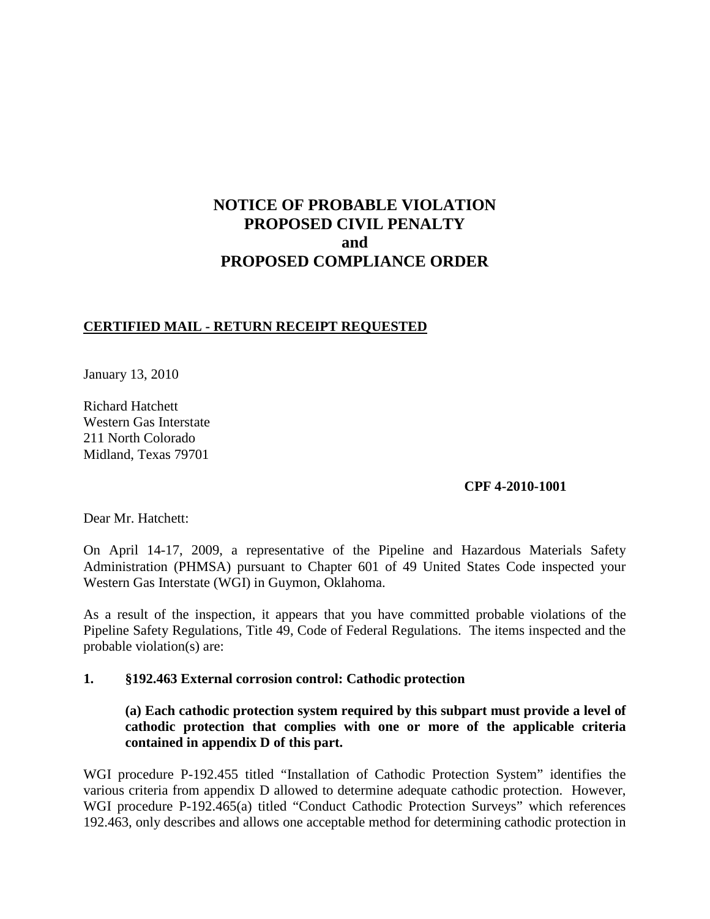# NOTICE OF PROBABLE VIOLATION
# PROPOSED CIVIL PENALTY
# and
# PROPOSED COMPLIANCE ORDER

**CERTIFIED MAIL - RETURN RECEIPT REQUESTED**

January 13, 2010

Richard Hatchett
Western Gas Interstate
211 North Colorado
Midland, Texas 79701

**CPF 4-2010-1001**

Dear Mr. Hatchett:

On April 14-17, 2009, a representative of the Pipeline and Hazardous Materials Safety Administration (PHMSA) pursuant to Chapter 601 of 49 United States Code inspected your Western Gas Interstate (WGI) in Guymon, Oklahoma.

As a result of the inspection, it appears that you have committed probable violations of the Pipeline Safety Regulations, Title 49, Code of Federal Regulations. The items inspected and the probable violation(s) are:

**1. §192.463 External corrosion control: Cathodic protection**

**(a) Each cathodic protection system required by this subpart must provide a level of cathodic protection that complies with one or more of the applicable criteria contained in appendix D of this part.**

WGI procedure P-192.455 titled "Installation of Cathodic Protection System" identifies the various criteria from appendix D allowed to determine adequate cathodic protection. However, WGI procedure P-192.465(a) titled "Conduct Cathodic Protection Surveys" which references 192.463, only describes and allows one acceptable method for determining cathodic protection in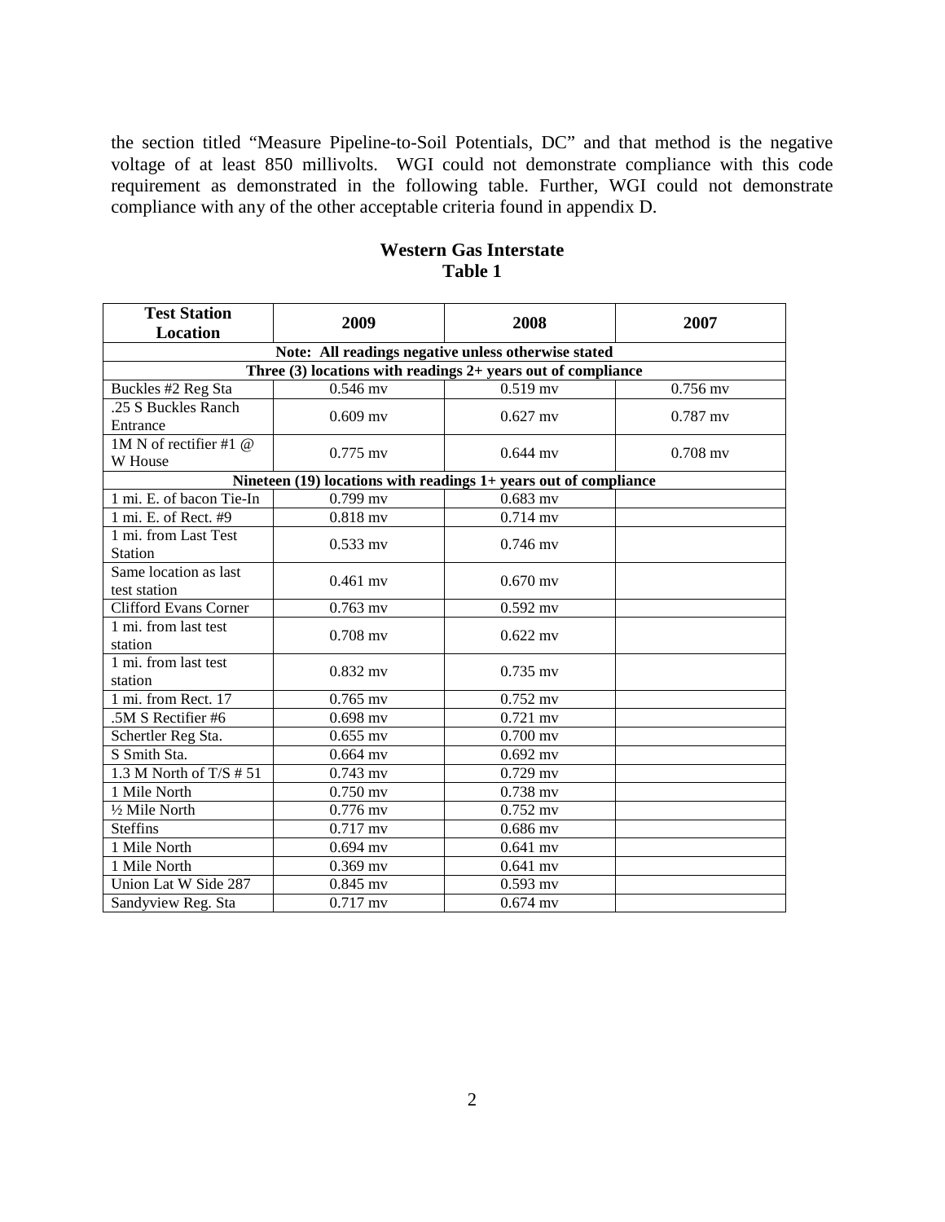the section titled "Measure Pipeline-to-Soil Potentials, DC" and that method is the negative voltage of at least 850 millivolts. WGI could not demonstrate compliance with this code requirement as demonstrated in the following table. Further, WGI could not demonstrate compliance with any of the other acceptable criteria found in appendix D.

**Western Gas Interstate**
**Table 1**

| Test Station Location | 2009 | 2008 | 2007 |
|---|---|---|---|
| **Note: All readings negative unless otherwise stated** | | | |
| **Three (3) locations with readings 2+ years out of compliance** | | | |
| Buckles #2 Reg Sta | 0.546 mv | 0.519 mv | 0.756 mv |
| .25 S Buckles Ranch Entrance | 0.609 mv | 0.627 mv | 0.787 mv |
| 1M N of rectifier #1 @ W House | 0.775 mv | 0.644 mv | 0.708 mv |
| **Nineteen (19) locations with readings 1+ years out of compliance** | | | |
| 1 mi. E. of bacon Tie-In | 0.799 mv | 0.683 mv | |
| 1 mi. E. of Rect. #9 | 0.818 mv | 0.714 mv | |
| 1 mi. from Last Test Station | 0.533 mv | 0.746 mv | |
| Same location as last test station | 0.461 mv | 0.670 mv | |
| Clifford Evans Corner | 0.763 mv | 0.592 mv | |
| 1 mi. from last test station | 0.708 mv | 0.622 mv | |
| 1 mi. from last test station | 0.832 mv | 0.735 mv | |
| 1 mi. from Rect. 17 | 0.765 mv | 0.752 mv | |
| .5M S Rectifier #6 | 0.698 mv | 0.721 mv | |
| Schertler Reg Sta. | 0.655 mv | 0.700 mv | |
| S Smith Sta. | 0.664 mv | 0.692 mv | |
| 1.3 M North of T/S # 51 | 0.743 mv | 0.729 mv | |
| 1 Mile North | 0.750 mv | 0.738 mv | |
| ½ Mile North | 0.776 mv | 0.752 mv | |
| Steffins | 0.717 mv | 0.686 mv | |
| 1 Mile North | 0.694 mv | 0.641 mv | |
| 1 Mile North | 0.369 mv | 0.641 mv | |
| Union Lat W Side 287 | 0.845 mv | 0.593 mv | |
| Sandyview Reg. Sta | 0.717 mv | 0.674 mv | |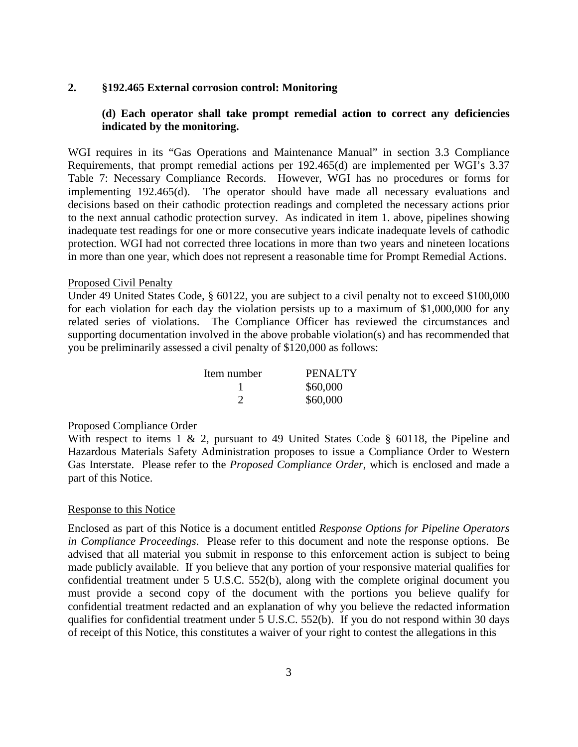**2. §192.465 External corrosion control: Monitoring**

**(d) Each operator shall take prompt remedial action to correct any deficiencies indicated by the monitoring.**

WGI requires in its "Gas Operations and Maintenance Manual" in section 3.3 Compliance Requirements, that prompt remedial actions per 192.465(d) are implemented per WGI's 3.37 Table 7: Necessary Compliance Records. However, WGI has no procedures or forms for implementing 192.465(d). The operator should have made all necessary evaluations and decisions based on their cathodic protection readings and completed the necessary actions prior to the next annual cathodic protection survey. As indicated in item 1. above, pipelines showing inadequate test readings for one or more consecutive years indicate inadequate levels of cathodic protection. WGI had not corrected three locations in more than two years and nineteen locations in more than one year, which does not represent a reasonable time for Prompt Remedial Actions.

Proposed Civil Penalty

Under 49 United States Code, § 60122, you are subject to a civil penalty not to exceed $100,000 for each violation for each day the violation persists up to a maximum of $1,000,000 for any related series of violations. The Compliance Officer has reviewed the circumstances and supporting documentation involved in the above probable violation(s) and has recommended that you be preliminarily assessed a civil penalty of $120,000 as follows:

| Item number | PENALTY |
|---|---|
| 1 | $60,000 |
| 2 | $60,000 |

Proposed Compliance Order

With respect to items 1 & 2, pursuant to 49 United States Code § 60118, the Pipeline and Hazardous Materials Safety Administration proposes to issue a Compliance Order to Western Gas Interstate. Please refer to the *Proposed Compliance Order*, which is enclosed and made a part of this Notice.

Response to this Notice

Enclosed as part of this Notice is a document entitled *Response Options for Pipeline Operators in Compliance Proceedings*. Please refer to this document and note the response options. Be advised that all material you submit in response to this enforcement action is subject to being made publicly available. If you believe that any portion of your responsive material qualifies for confidential treatment under 5 U.S.C. 552(b), along with the complete original document you must provide a second copy of the document with the portions you believe qualify for confidential treatment redacted and an explanation of why you believe the redacted information qualifies for confidential treatment under 5 U.S.C. 552(b). If you do not respond within 30 days of receipt of this Notice, this constitutes a waiver of your right to contest the allegations in this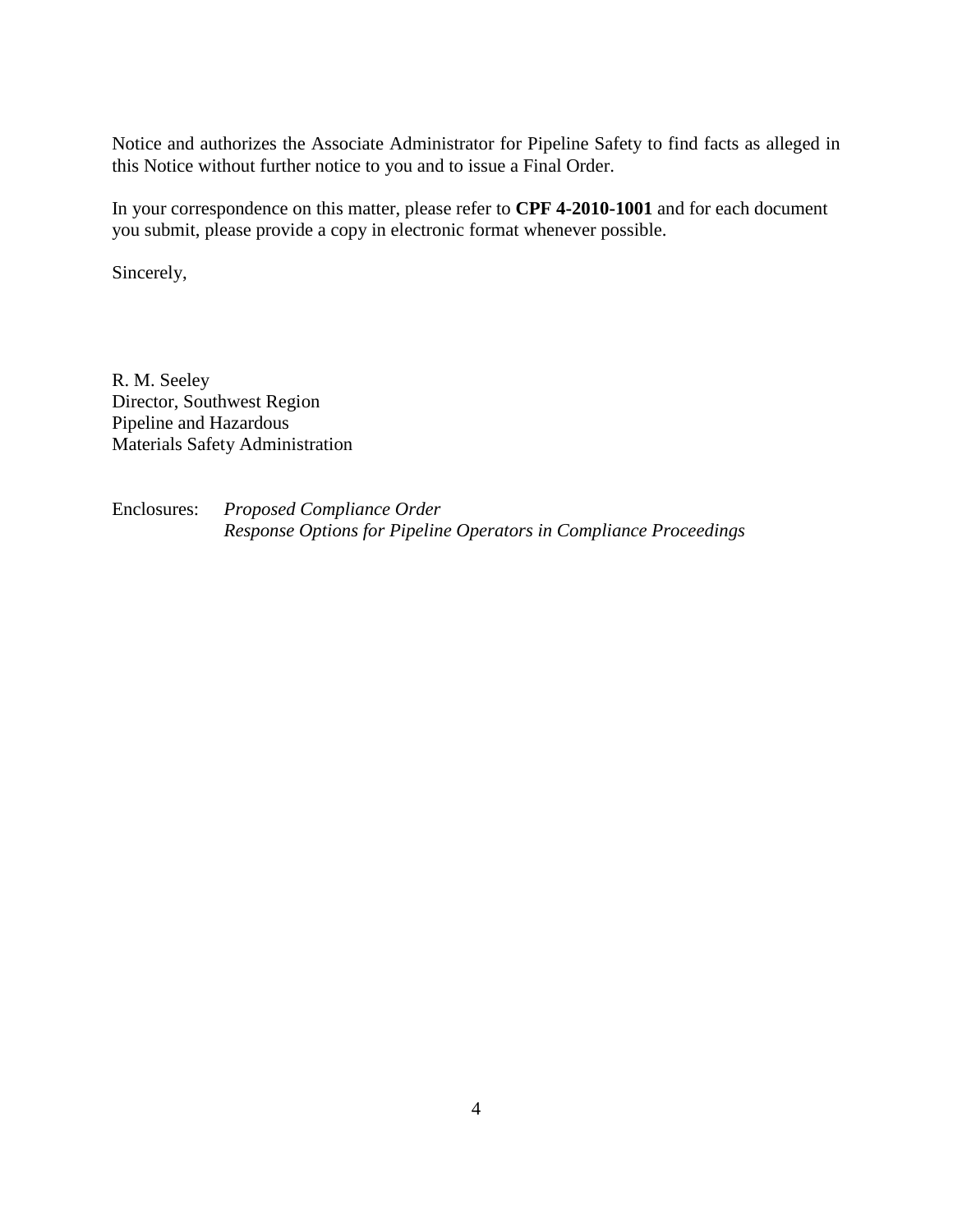Notice and authorizes the Associate Administrator for Pipeline Safety to find facts as alleged in this Notice without further notice to you and to issue a Final Order.

In your correspondence on this matter, please refer to **CPF 4-2010-1001** and for each document you submit, please provide a copy in electronic format whenever possible.

Sincerely,

R. M. Seeley  
Director, Southwest Region  
Pipeline and Hazardous  
Materials Safety Administration

Enclosures: *Proposed Compliance Order*  
*Response Options for Pipeline Operators in Compliance Proceedings*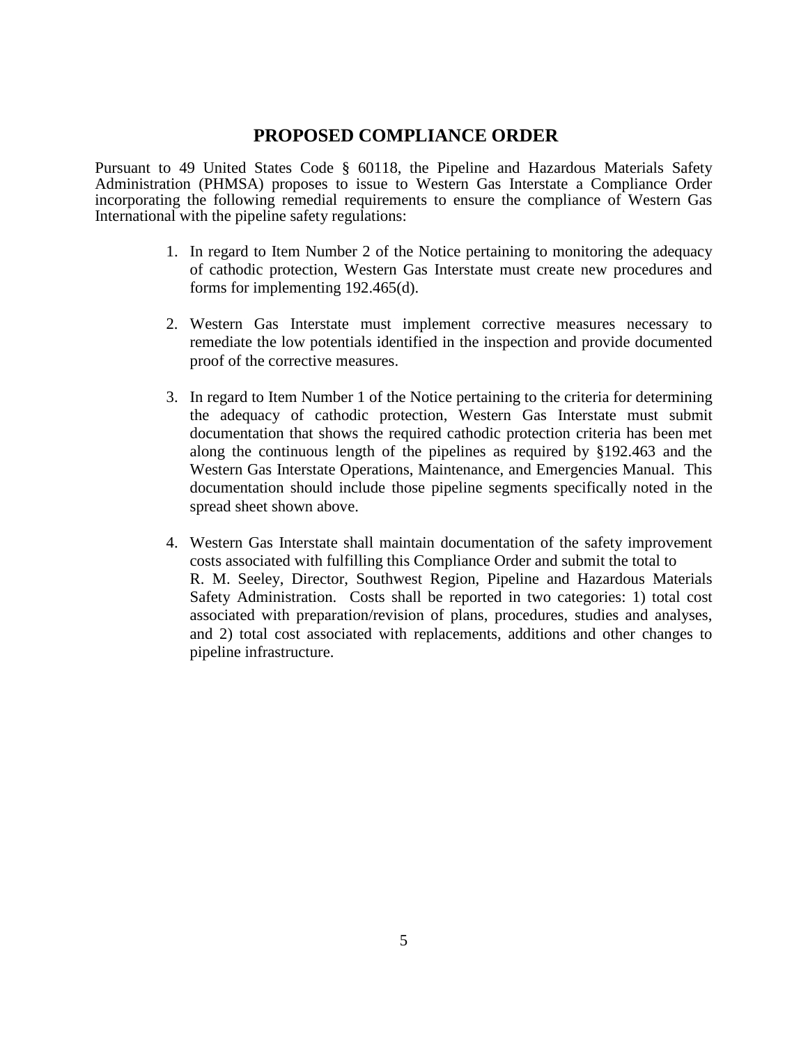## PROPOSED COMPLIANCE ORDER

Pursuant to 49 United States Code § 60118, the Pipeline and Hazardous Materials Safety Administration (PHMSA) proposes to issue to Western Gas Interstate a Compliance Order incorporating the following remedial requirements to ensure the compliance of Western Gas International with the pipeline safety regulations:

1. In regard to Item Number 2 of the Notice pertaining to monitoring the adequacy of cathodic protection, Western Gas Interstate must create new procedures and forms for implementing 192.465(d).

2. Western Gas Interstate must implement corrective measures necessary to remediate the low potentials identified in the inspection and provide documented proof of the corrective measures.

3. In regard to Item Number 1 of the Notice pertaining to the criteria for determining the adequacy of cathodic protection, Western Gas Interstate must submit documentation that shows the required cathodic protection criteria has been met along the continuous length of the pipelines as required by §192.463 and the Western Gas Interstate Operations, Maintenance, and Emergencies Manual. This documentation should include those pipeline segments specifically noted in the spread sheet shown above.

4. Western Gas Interstate shall maintain documentation of the safety improvement costs associated with fulfilling this Compliance Order and submit the total to R. M. Seeley, Director, Southwest Region, Pipeline and Hazardous Materials Safety Administration. Costs shall be reported in two categories: 1) total cost associated with preparation/revision of plans, procedures, studies and analyses, and 2) total cost associated with replacements, additions and other changes to pipeline infrastructure.